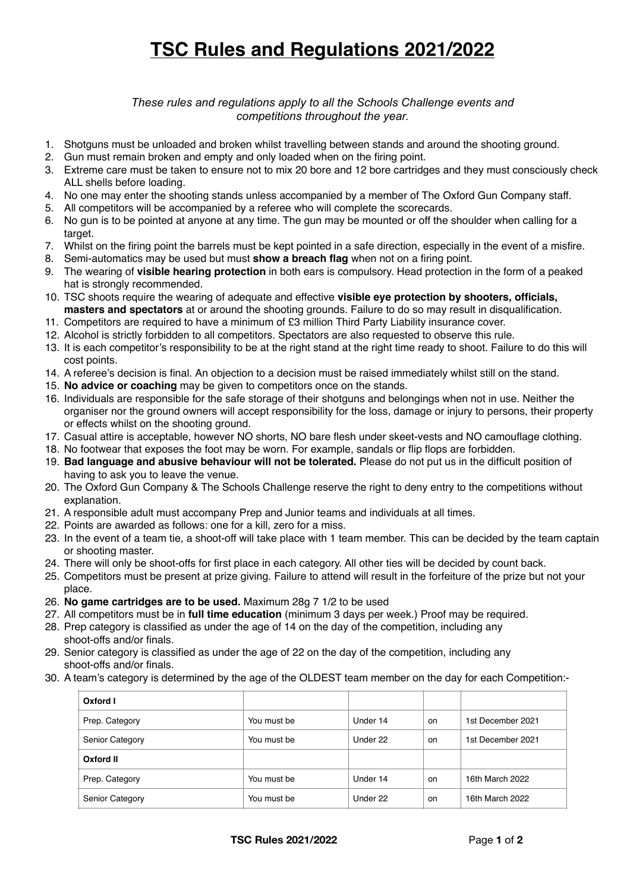# TSC Rules and Regulations 2021/2022

*These rules and regulations apply to all the Schools Challenge events and competitions throughout the year.*

1. Shotguns must be unloaded and broken whilst travelling between stands and around the shooting ground.
2. Gun must remain broken and empty and only loaded when on the firing point.
3. Extreme care must be taken to ensure not to mix 20 bore and 12 bore cartridges and they must consciously check ALL shells before loading.
4. No one may enter the shooting stands unless accompanied by a member of The Oxford Gun Company staff.
5. All competitors will be accompanied by a referee who will complete the scorecards.
6. No gun is to be pointed at anyone at any time. The gun may be mounted or off the shoulder when calling for a target.
7. Whilst on the firing point the barrels must be kept pointed in a safe direction, especially in the event of a misfire.
8. Semi-automatics may be used but must **show a breach flag** when not on a firing point.
9. The wearing of **visible hearing protection** in both ears is compulsory. Head protection in the form of a peaked hat is strongly recommended.
10. TSC shoots require the wearing of adequate and effective **visible eye protection by shooters, officials, masters and spectators** at or around the shooting grounds. Failure to do so may result in disqualification.
11. Competitors are required to have a minimum of £3 million Third Party Liability insurance cover.
12. Alcohol is strictly forbidden to all competitors. Spectators are also requested to observe this rule.
13. It is each competitor's responsibility to be at the right stand at the right time ready to shoot. Failure to do this will cost points.
14. A referee's decision is final. An objection to a decision must be raised immediately whilst still on the stand.
15. **No advice or coaching** may be given to competitors once on the stands.
16. Individuals are responsible for the safe storage of their shotguns and belongings when not in use. Neither the organiser nor the ground owners will accept responsibility for the loss, damage or injury to persons, their property or effects whilst on the shooting ground.
17. Casual attire is acceptable, however NO shorts, NO bare flesh under skeet-vests and NO camouflage clothing.
18. No footwear that exposes the foot may be worn. For example, sandals or flip flops are forbidden.
19. **Bad language and abusive behaviour will not be tolerated.** Please do not put us in the difficult position of having to ask you to leave the venue.
20. The Oxford Gun Company & The Schools Challenge reserve the right to deny entry to the competitions without explanation.
21. A responsible adult must accompany Prep and Junior teams and individuals at all times.
22. Points are awarded as follows: one for a kill, zero for a miss.
23. In the event of a team tie, a shoot-off will take place with 1 team member. This can be decided by the team captain or shooting master.
24. There will only be shoot-offs for first place in each category. All other ties will be decided by count back.
25. Competitors must be present at prize giving. Failure to attend will result in the forfeiture of the prize but not your place.
26. **No game cartridges are to be used.** Maximum 28g 7 1/2 to be used
27. All competitors must be in **full time education** (minimum 3 days per week.) Proof may be required.
28. Prep category is classified as under the age of 14 on the day of the competition, including any shoot-offs and/or finals.
29. Senior category is classified as under the age of 22 on the day of the competition, including any shoot-offs and/or finals.
30. A team's category is determined by the age of the OLDEST team member on the day for each Competition:-

| **Oxford I** | | | | |
|---|---|---|---|---|
| Prep. Category | You must be | Under 14 | on | 1st December 2021 |
| Senior Category | You must be | Under 22 | on | 1st December 2021 |
| **Oxford II** | | | | |
| Prep. Category | You must be | Under 14 | on | 16th March 2022 |
| Senior Category | You must be | Under 22 | on | 16th March 2022 |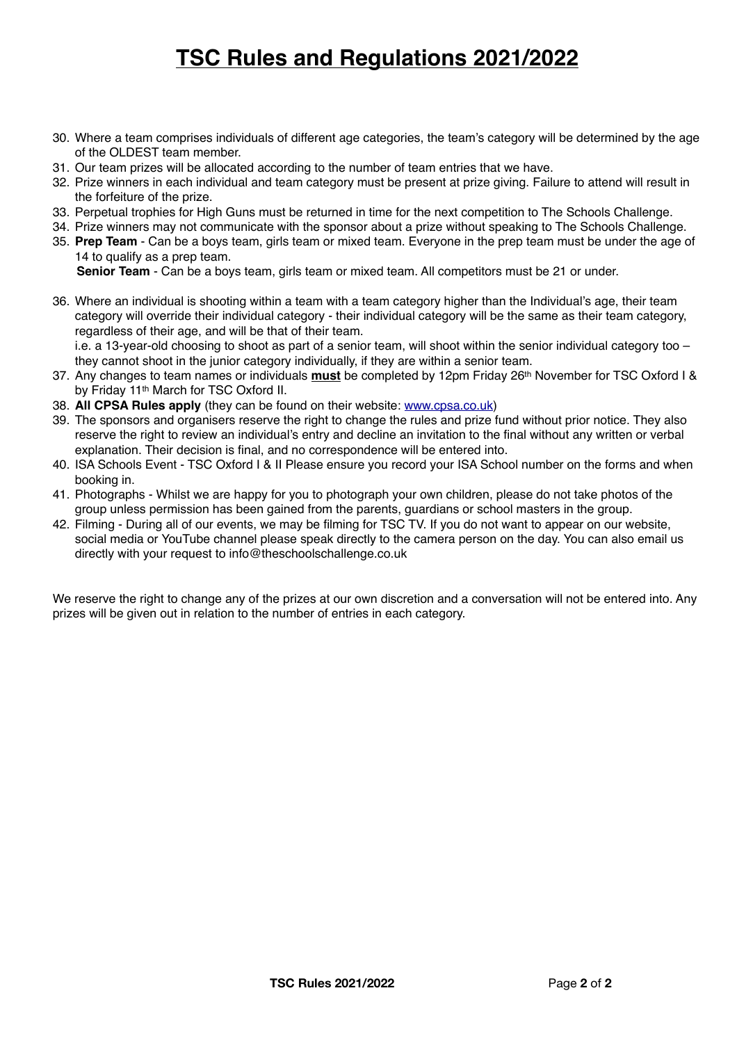# TSC Rules and Regulations 2021/2022

30. Where a team comprises individuals of different age categories, the team's category will be determined by the age of the OLDEST team member.
31. Our team prizes will be allocated according to the number of team entries that we have.
32. Prize winners in each individual and team category must be present at prize giving. Failure to attend will result in the forfeiture of the prize.
33. Perpetual trophies for High Guns must be returned in time for the next competition to The Schools Challenge.
34. Prize winners may not communicate with the sponsor about a prize without speaking to The Schools Challenge.
35. **Prep Team** - Can be a boys team, girls team or mixed team. Everyone in the prep team must be under the age of 14 to qualify as a prep team.

    **Senior Team** - Can be a boys team, girls team or mixed team. All competitors must be 21 or under.

36. Where an individual is shooting within a team with a team category higher than the Individual's age, their team category will override their individual category - their individual category will be the same as their team category, regardless of their age, and will be that of their team.

    i.e. a 13-year-old choosing to shoot as part of a senior team, will shoot within the senior individual category too – they cannot shoot in the junior category individually, if they are within a senior team.
37. Any changes to team names or individuals **must** be completed by 12pm Friday 26th November for TSC Oxford I & by Friday 11th March for TSC Oxford II.
38. **All CPSA Rules apply** (they can be found on their website: www.cpsa.co.uk)
39. The sponsors and organisers reserve the right to change the rules and prize fund without prior notice. They also reserve the right to review an individual's entry and decline an invitation to the final without any written or verbal explanation. Their decision is final, and no correspondence will be entered into.
40. ISA Schools Event - TSC Oxford I & II Please ensure you record your ISA School number on the forms and when booking in.
41. Photographs - Whilst we are happy for you to photograph your own children, please do not take photos of the group unless permission has been gained from the parents, guardians or school masters in the group.
42. Filming - During all of our events, we may be filming for TSC TV. If you do not want to appear on our website, social media or YouTube channel please speak directly to the camera person on the day. You can also email us directly with your request to info@theschoolschallenge.co.uk

We reserve the right to change any of the prizes at our own discretion and a conversation will not be entered into. Any prizes will be given out in relation to the number of entries in each category.